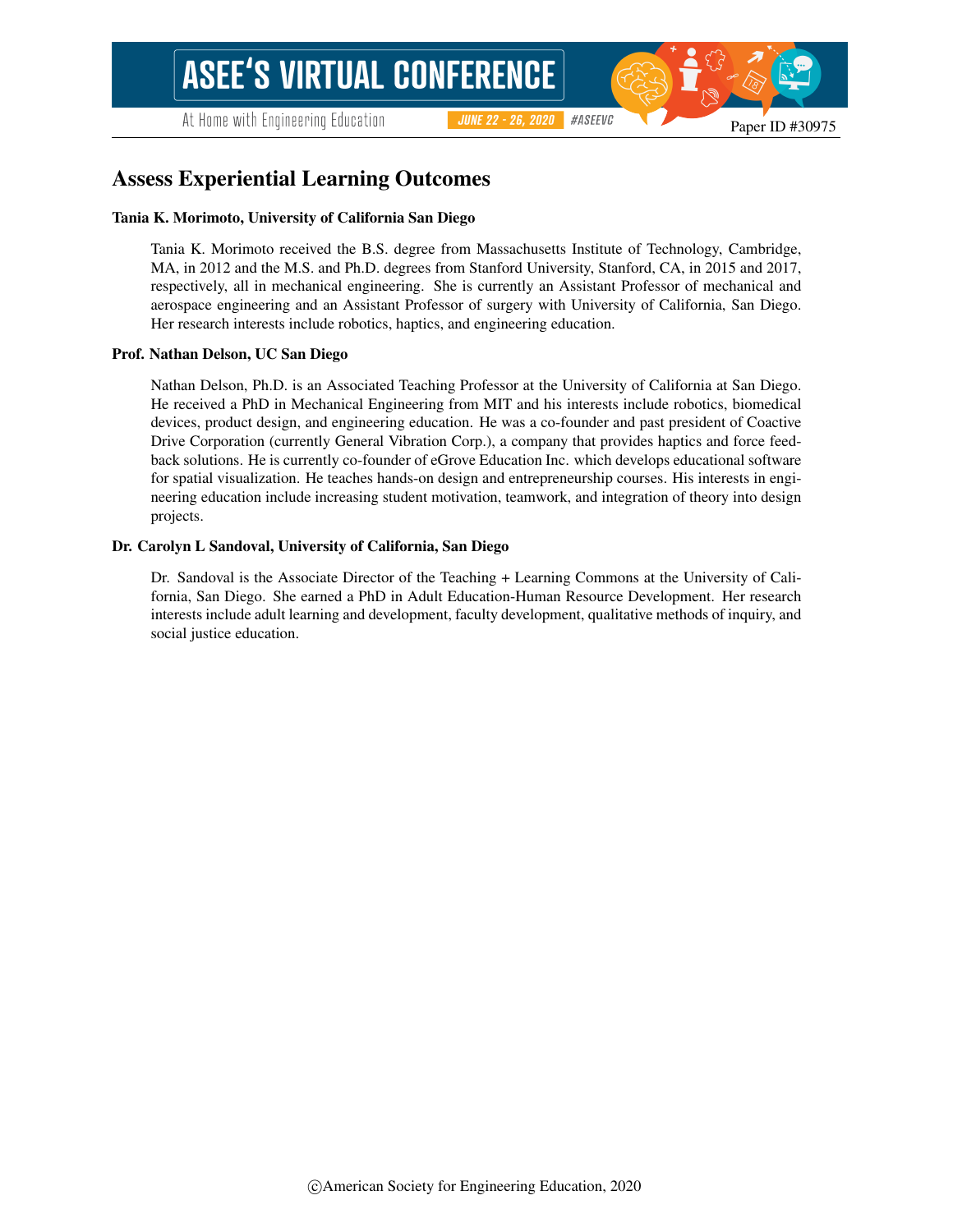# Assess Experiential Learning Outcomes

**Tania K. Morimoto, University of California San Diego**

Tania K. Morimoto received the B.S. degree from Massachusetts Institute of Technology, Cambridge, MA, in 2012 and the M.S. and Ph.D. degrees from Stanford University, Stanford, CA, in 2015 and 2017, respectively, all in mechanical engineering. She is currently an Assistant Professor of mechanical and aerospace engineering and an Assistant Professor of surgery with University of California, San Diego. Her research interests include robotics, haptics, and engineering education.

**Prof. Nathan Delson, UC San Diego**

Nathan Delson, Ph.D. is an Associated Teaching Professor at the University of California at San Diego. He received a PhD in Mechanical Engineering from MIT and his interests include robotics, biomedical devices, product design, and engineering education. He was a co-founder and past president of Coactive Drive Corporation (currently General Vibration Corp.), a company that provides haptics and force feedback solutions. He is currently co-founder of eGrove Education Inc. which develops educational software for spatial visualization. He teaches hands-on design and entrepreneurship courses. His interests in engineering education include increasing student motivation, teamwork, and integration of theory into design projects.

**Dr. Carolyn L Sandoval, University of California, San Diego**

Dr. Sandoval is the Associate Director of the Teaching + Learning Commons at the University of California, San Diego. She earned a PhD in Adult Education-Human Resource Development. Her research interests include adult learning and development, faculty development, qualitative methods of inquiry, and social justice education.

©American Society for Engineering Education, 2020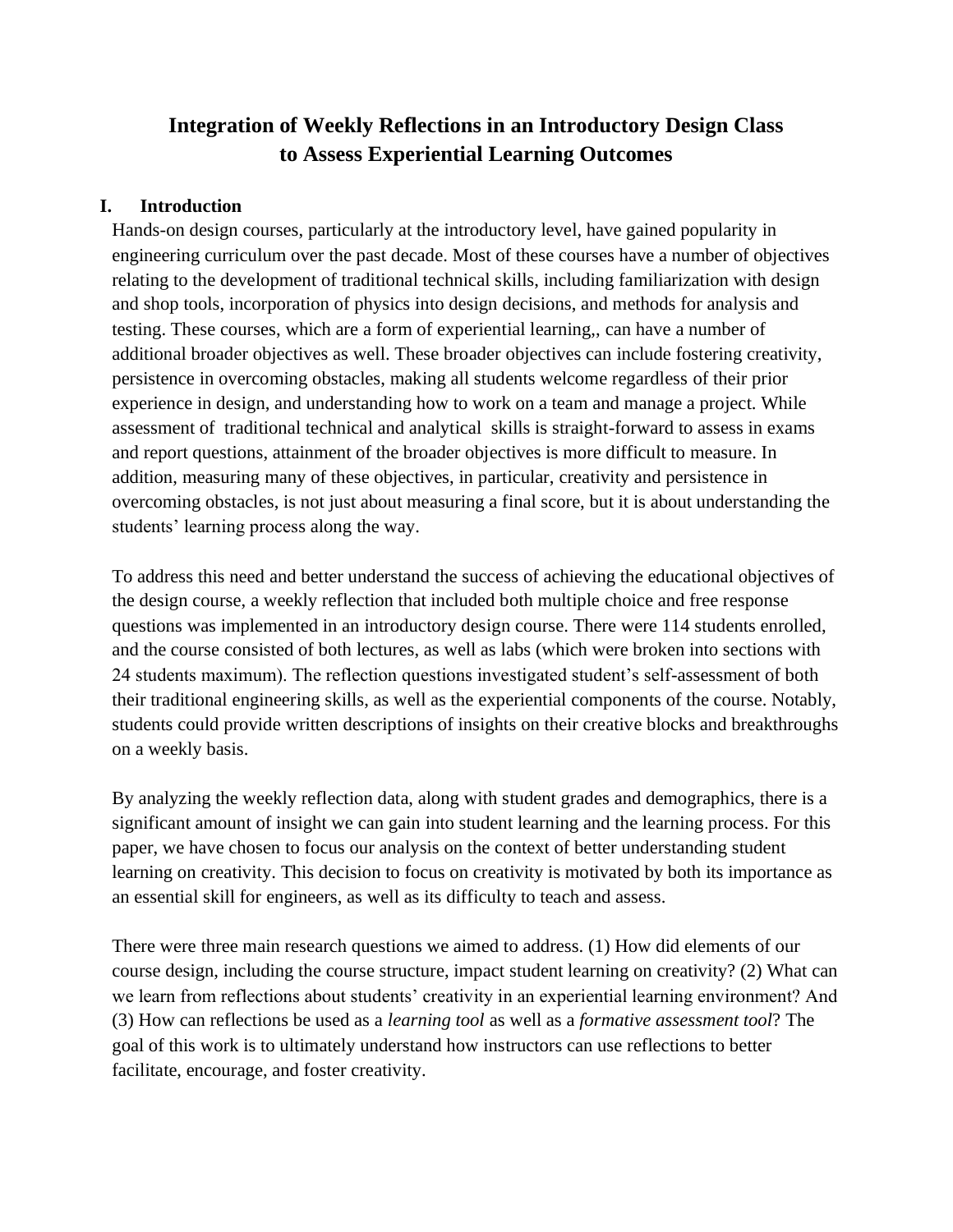# Integration of Weekly Reflections in an Introductory Design Class to Assess Experiential Learning Outcomes

## I. Introduction

Hands-on design courses, particularly at the introductory level, have gained popularity in engineering curriculum over the past decade. Most of these courses have a number of objectives relating to the development of traditional technical skills, including familiarization with design and shop tools, incorporation of physics into design decisions, and methods for analysis and testing. These courses, which are a form of experiential learning,, can have a number of additional broader objectives as well. These broader objectives can include fostering creativity, persistence in overcoming obstacles, making all students welcome regardless of their prior experience in design, and understanding how to work on a team and manage a project. While assessment of traditional technical and analytical skills is straight-forward to assess in exams and report questions, attainment of the broader objectives is more difficult to measure. In addition, measuring many of these objectives, in particular, creativity and persistence in overcoming obstacles, is not just about measuring a final score, but it is about understanding the students' learning process along the way.

To address this need and better understand the success of achieving the educational objectives of the design course, a weekly reflection that included both multiple choice and free response questions was implemented in an introductory design course. There were 114 students enrolled, and the course consisted of both lectures, as well as labs (which were broken into sections with 24 students maximum). The reflection questions investigated student's self-assessment of both their traditional engineering skills, as well as the experiential components of the course. Notably, students could provide written descriptions of insights on their creative blocks and breakthroughs on a weekly basis.

By analyzing the weekly reflection data, along with student grades and demographics, there is a significant amount of insight we can gain into student learning and the learning process. For this paper, we have chosen to focus our analysis on the context of better understanding student learning on creativity. This decision to focus on creativity is motivated by both its importance as an essential skill for engineers, as well as its difficulty to teach and assess.

There were three main research questions we aimed to address. (1) How did elements of our course design, including the course structure, impact student learning on creativity? (2) What can we learn from reflections about students' creativity in an experiential learning environment? And (3) How can reflections be used as a *learning tool* as well as a *formative assessment tool*? The goal of this work is to ultimately understand how instructors can use reflections to better facilitate, encourage, and foster creativity.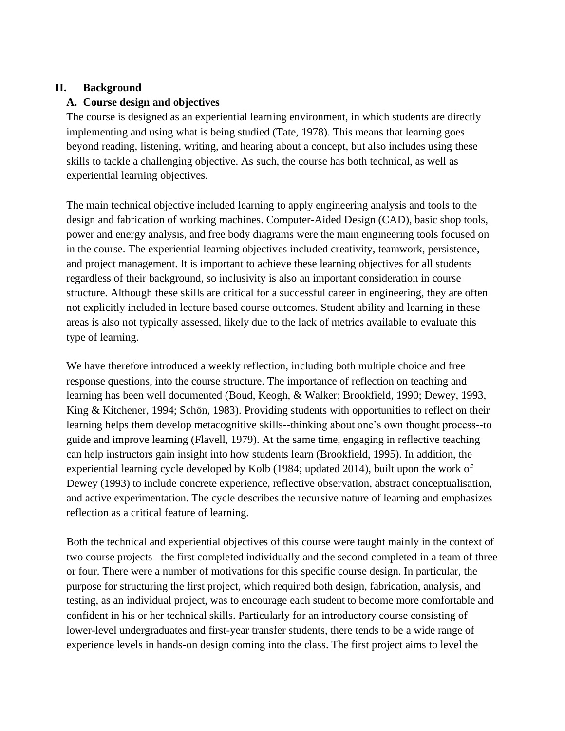## II. Background

### A. Course design and objectives

The course is designed as an experiential learning environment, in which students are directly implementing and using what is being studied (Tate, 1978). This means that learning goes beyond reading, listening, writing, and hearing about a concept, but also includes using these skills to tackle a challenging objective. As such, the course has both technical, as well as experiential learning objectives.

The main technical objective included learning to apply engineering analysis and tools to the design and fabrication of working machines. Computer-Aided Design (CAD), basic shop tools, power and energy analysis, and free body diagrams were the main engineering tools focused on in the course. The experiential learning objectives included creativity, teamwork, persistence, and project management. It is important to achieve these learning objectives for all students regardless of their background, so inclusivity is also an important consideration in course structure. Although these skills are critical for a successful career in engineering, they are often not explicitly included in lecture based course outcomes. Student ability and learning in these areas is also not typically assessed, likely due to the lack of metrics available to evaluate this type of learning.

We have therefore introduced a weekly reflection, including both multiple choice and free response questions, into the course structure. The importance of reflection on teaching and learning has been well documented (Boud, Keogh, & Walker; Brookfield, 1990; Dewey, 1993, King & Kitchener, 1994; Schön, 1983). Providing students with opportunities to reflect on their learning helps them develop metacognitive skills--thinking about one's own thought process--to guide and improve learning (Flavell, 1979). At the same time, engaging in reflective teaching can help instructors gain insight into how students learn (Brookfield, 1995). In addition, the experiential learning cycle developed by Kolb (1984; updated 2014), built upon the work of Dewey (1993) to include concrete experience, reflective observation, abstract conceptualisation, and active experimentation. The cycle describes the recursive nature of learning and emphasizes reflection as a critical feature of learning.

Both the technical and experiential objectives of this course were taught mainly in the context of two course projects– the first completed individually and the second completed in a team of three or four. There were a number of motivations for this specific course design. In particular, the purpose for structuring the first project, which required both design, fabrication, analysis, and testing, as an individual project, was to encourage each student to become more comfortable and confident in his or her technical skills. Particularly for an introductory course consisting of lower-level undergraduates and first-year transfer students, there tends to be a wide range of experience levels in hands-on design coming into the class. The first project aims to level the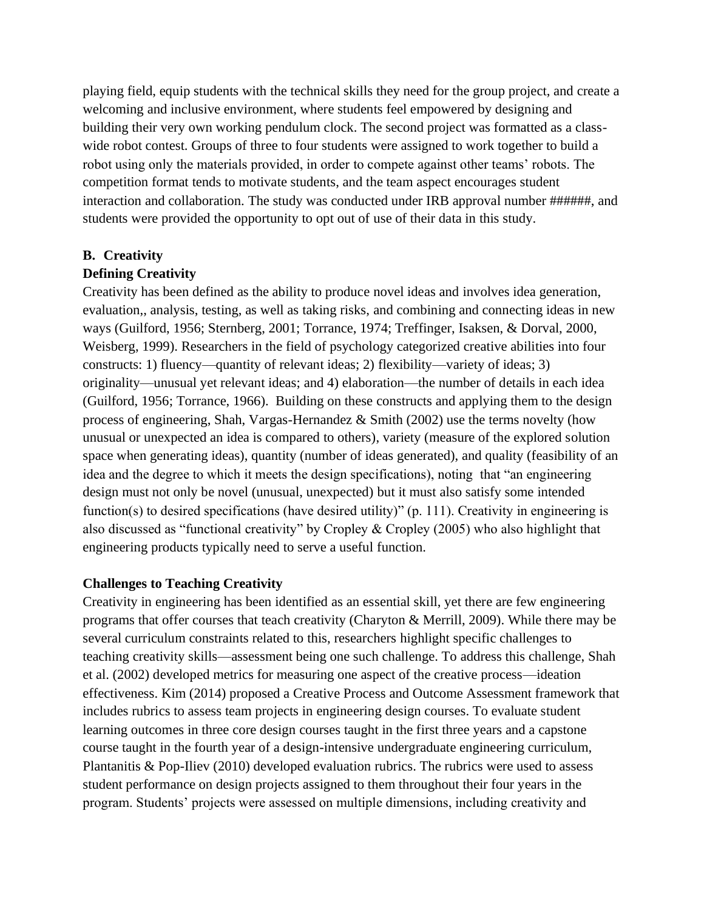playing field, equip students with the technical skills they need for the group project, and create a welcoming and inclusive environment, where students feel empowered by designing and building their very own working pendulum clock. The second project was formatted as a class-wide robot contest. Groups of three to four students were assigned to work together to build a robot using only the materials provided, in order to compete against other teams' robots. The competition format tends to motivate students, and the team aspect encourages student interaction and collaboration. The study was conducted under IRB approval number ######, and students were provided the opportunity to opt out of use of their data in this study.

## B. Creativity

### Defining Creativity

Creativity has been defined as the ability to produce novel ideas and involves idea generation, evaluation,, analysis, testing, as well as taking risks, and combining and connecting ideas in new ways (Guilford, 1956; Sternberg, 2001; Torrance, 1974; Treffinger, Isaksen, & Dorval, 2000, Weisberg, 1999). Researchers in the field of psychology categorized creative abilities into four constructs: 1) fluency—quantity of relevant ideas; 2) flexibility—variety of ideas; 3) originality—unusual yet relevant ideas; and 4) elaboration—the number of details in each idea (Guilford, 1956; Torrance, 1966). Building on these constructs and applying them to the design process of engineering, Shah, Vargas-Hernandez & Smith (2002) use the terms novelty (how unusual or unexpected an idea is compared to others), variety (measure of the explored solution space when generating ideas), quantity (number of ideas generated), and quality (feasibility of an idea and the degree to which it meets the design specifications), noting that "an engineering design must not only be novel (unusual, unexpected) but it must also satisfy some intended function(s) to desired specifications (have desired utility)" (p. 111). Creativity in engineering is also discussed as "functional creativity" by Cropley & Cropley (2005) who also highlight that engineering products typically need to serve a useful function.

### Challenges to Teaching Creativity

Creativity in engineering has been identified as an essential skill, yet there are few engineering programs that offer courses that teach creativity (Charyton & Merrill, 2009). While there may be several curriculum constraints related to this, researchers highlight specific challenges to teaching creativity skills—assessment being one such challenge. To address this challenge, Shah et al. (2002) developed metrics for measuring one aspect of the creative process—ideation effectiveness. Kim (2014) proposed a Creative Process and Outcome Assessment framework that includes rubrics to assess team projects in engineering design courses. To evaluate student learning outcomes in three core design courses taught in the first three years and a capstone course taught in the fourth year of a design-intensive undergraduate engineering curriculum, Plantanitis & Pop-Iliev (2010) developed evaluation rubrics. The rubrics were used to assess student performance on design projects assigned to them throughout their four years in the program. Students' projects were assessed on multiple dimensions, including creativity and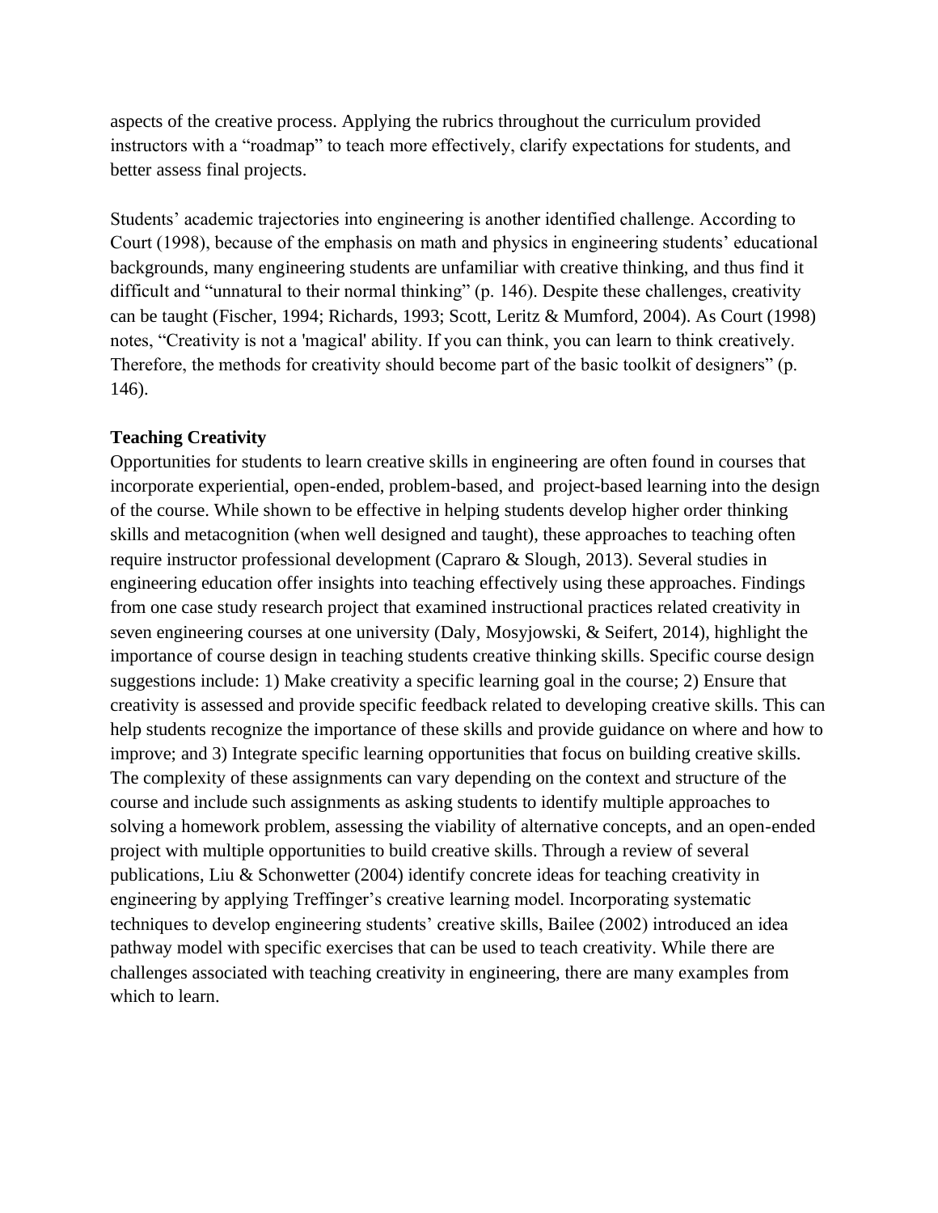aspects of the creative process. Applying the rubrics throughout the curriculum provided instructors with a "roadmap" to teach more effectively, clarify expectations for students, and better assess final projects.

Students' academic trajectories into engineering is another identified challenge. According to Court (1998), because of the emphasis on math and physics in engineering students' educational backgrounds, many engineering students are unfamiliar with creative thinking, and thus find it difficult and "unnatural to their normal thinking" (p. 146). Despite these challenges, creativity can be taught (Fischer, 1994; Richards, 1993; Scott, Leritz & Mumford, 2004). As Court (1998) notes, "Creativity is not a 'magical' ability. If you can think, you can learn to think creatively. Therefore, the methods for creativity should become part of the basic toolkit of designers" (p. 146).

**Teaching Creativity**

Opportunities for students to learn creative skills in engineering are often found in courses that incorporate experiential, open-ended, problem-based, and project-based learning into the design of the course. While shown to be effective in helping students develop higher order thinking skills and metacognition (when well designed and taught), these approaches to teaching often require instructor professional development (Capraro & Slough, 2013). Several studies in engineering education offer insights into teaching effectively using these approaches. Findings from one case study research project that examined instructional practices related creativity in seven engineering courses at one university (Daly, Mosyjowski, & Seifert, 2014), highlight the importance of course design in teaching students creative thinking skills. Specific course design suggestions include: 1) Make creativity a specific learning goal in the course; 2) Ensure that creativity is assessed and provide specific feedback related to developing creative skills. This can help students recognize the importance of these skills and provide guidance on where and how to improve; and 3) Integrate specific learning opportunities that focus on building creative skills. The complexity of these assignments can vary depending on the context and structure of the course and include such assignments as asking students to identify multiple approaches to solving a homework problem, assessing the viability of alternative concepts, and an open-ended project with multiple opportunities to build creative skills. Through a review of several publications, Liu & Schonwetter (2004) identify concrete ideas for teaching creativity in engineering by applying Treffinger's creative learning model. Incorporating systematic techniques to develop engineering students' creative skills, Bailee (2002) introduced an idea pathway model with specific exercises that can be used to teach creativity. While there are challenges associated with teaching creativity in engineering, there are many examples from which to learn.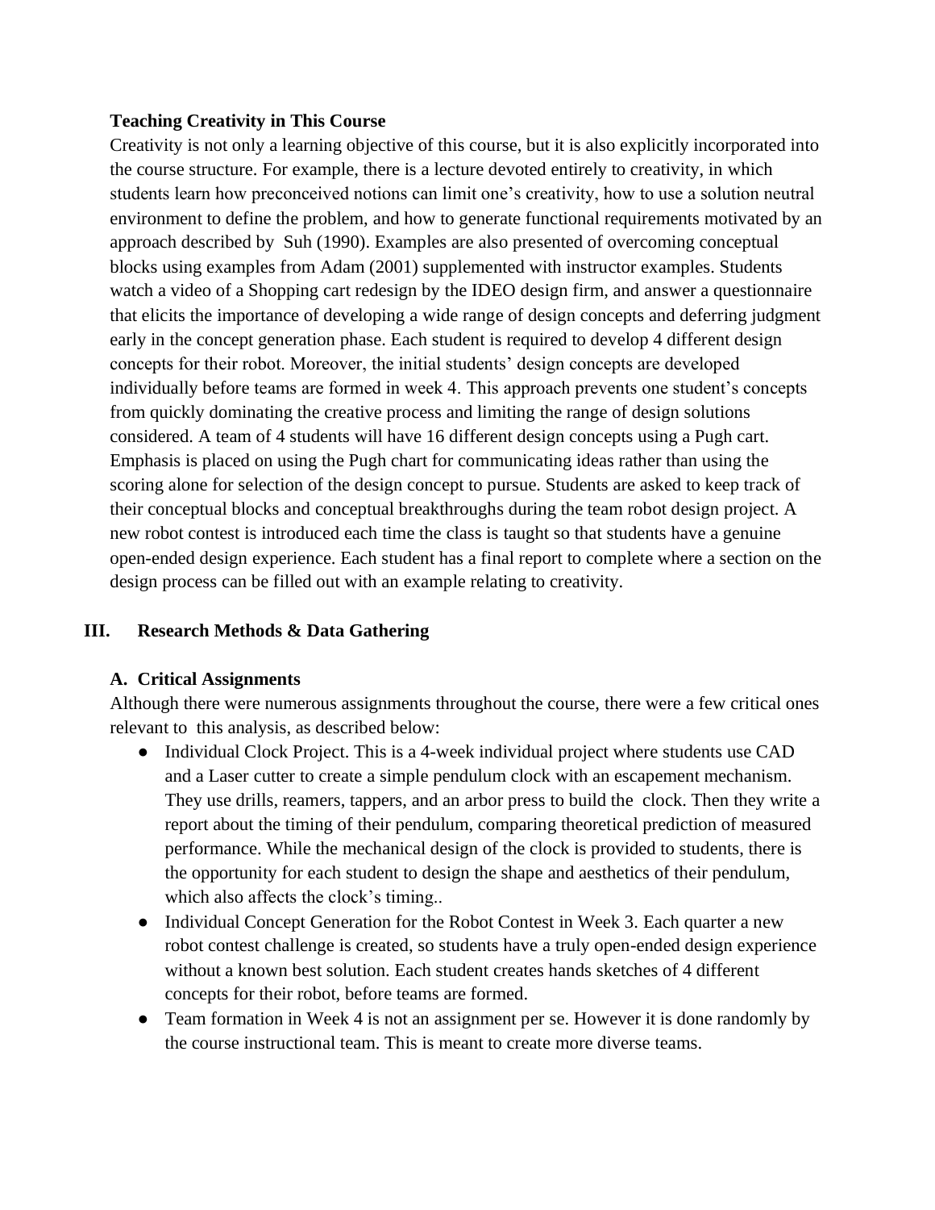### Teaching Creativity in This Course

Creativity is not only a learning objective of this course, but it is also explicitly incorporated into the course structure. For example, there is a lecture devoted entirely to creativity, in which students learn how preconceived notions can limit one's creativity, how to use a solution neutral environment to define the problem, and how to generate functional requirements motivated by an approach described by Suh (1990). Examples are also presented of overcoming conceptual blocks using examples from Adam (2001) supplemented with instructor examples. Students watch a video of a Shopping cart redesign by the IDEO design firm, and answer a questionnaire that elicits the importance of developing a wide range of design concepts and deferring judgment early in the concept generation phase. Each student is required to develop 4 different design concepts for their robot. Moreover, the initial students' design concepts are developed individually before teams are formed in week 4. This approach prevents one student's concepts from quickly dominating the creative process and limiting the range of design solutions considered. A team of 4 students will have 16 different design concepts using a Pugh cart. Emphasis is placed on using the Pugh chart for communicating ideas rather than using the scoring alone for selection of the design concept to pursue. Students are asked to keep track of their conceptual blocks and conceptual breakthroughs during the team robot design project. A new robot contest is introduced each time the class is taught so that students have a genuine open-ended design experience. Each student has a final report to complete where a section on the design process can be filled out with an example relating to creativity.

## III. Research Methods & Data Gathering

### A. Critical Assignments

Although there were numerous assignments throughout the course, there were a few critical ones relevant to this analysis, as described below:

- Individual Clock Project. This is a 4-week individual project where students use CAD and a Laser cutter to create a simple pendulum clock with an escapement mechanism. They use drills, reamers, tappers, and an arbor press to build the clock. Then they write a report about the timing of their pendulum, comparing theoretical prediction of measured performance. While the mechanical design of the clock is provided to students, there is the opportunity for each student to design the shape and aesthetics of their pendulum, which also affects the clock's timing..
- Individual Concept Generation for the Robot Contest in Week 3. Each quarter a new robot contest challenge is created, so students have a truly open-ended design experience without a known best solution. Each student creates hands sketches of 4 different concepts for their robot, before teams are formed.
- Team formation in Week 4 is not an assignment per se. However it is done randomly by the course instructional team. This is meant to create more diverse teams.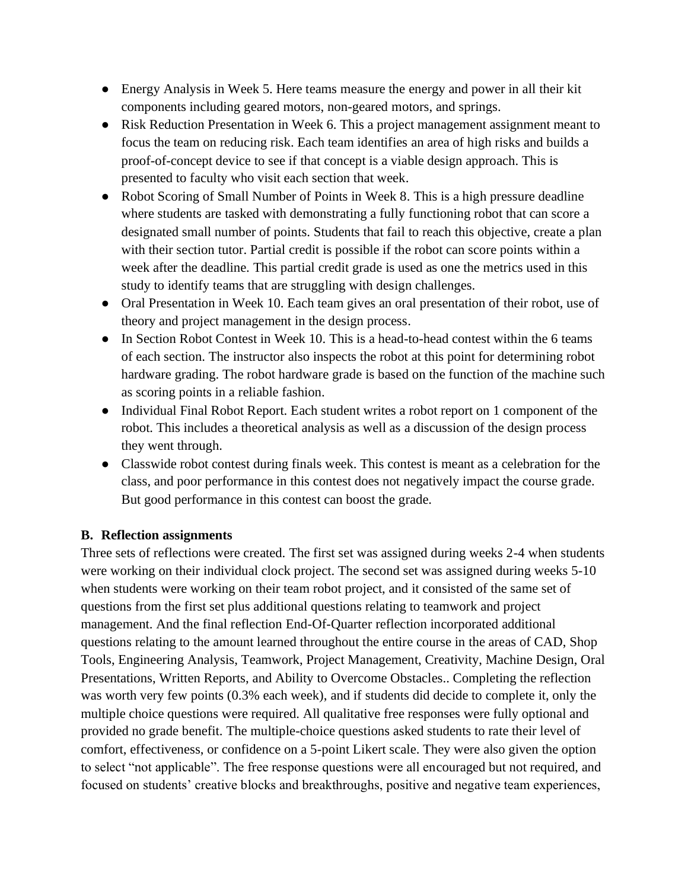- Energy Analysis in Week 5. Here teams measure the energy and power in all their kit components including geared motors, non-geared motors, and springs.
- Risk Reduction Presentation in Week 6. This a project management assignment meant to focus the team on reducing risk. Each team identifies an area of high risks and builds a proof-of-concept device to see if that concept is a viable design approach. This is presented to faculty who visit each section that week.
- Robot Scoring of Small Number of Points in Week 8. This is a high pressure deadline where students are tasked with demonstrating a fully functioning robot that can score a designated small number of points. Students that fail to reach this objective, create a plan with their section tutor. Partial credit is possible if the robot can score points within a week after the deadline. This partial credit grade is used as one the metrics used in this study to identify teams that are struggling with design challenges.
- Oral Presentation in Week 10. Each team gives an oral presentation of their robot, use of theory and project management in the design process.
- In Section Robot Contest in Week 10. This is a head-to-head contest within the 6 teams of each section. The instructor also inspects the robot at this point for determining robot hardware grading. The robot hardware grade is based on the function of the machine such as scoring points in a reliable fashion.
- Individual Final Robot Report. Each student writes a robot report on 1 component of the robot. This includes a theoretical analysis as well as a discussion of the design process they went through.
- Classwide robot contest during finals week. This contest is meant as a celebration for the class, and poor performance in this contest does not negatively impact the course grade. But good performance in this contest can boost the grade.

**B. Reflection assignments**

Three sets of reflections were created. The first set was assigned during weeks 2-4 when students were working on their individual clock project. The second set was assigned during weeks 5-10 when students were working on their team robot project, and it consisted of the same set of questions from the first set plus additional questions relating to teamwork and project management. And the final reflection End-Of-Quarter reflection incorporated additional questions relating to the amount learned throughout the entire course in the areas of CAD, Shop Tools, Engineering Analysis, Teamwork, Project Management, Creativity, Machine Design, Oral Presentations, Written Reports, and Ability to Overcome Obstacles.. Completing the reflection was worth very few points (0.3% each week), and if students did decide to complete it, only the multiple choice questions were required. All qualitative free responses were fully optional and provided no grade benefit. The multiple-choice questions asked students to rate their level of comfort, effectiveness, or confidence on a 5-point Likert scale. They were also given the option to select "not applicable". The free response questions were all encouraged but not required, and focused on students' creative blocks and breakthroughs, positive and negative team experiences,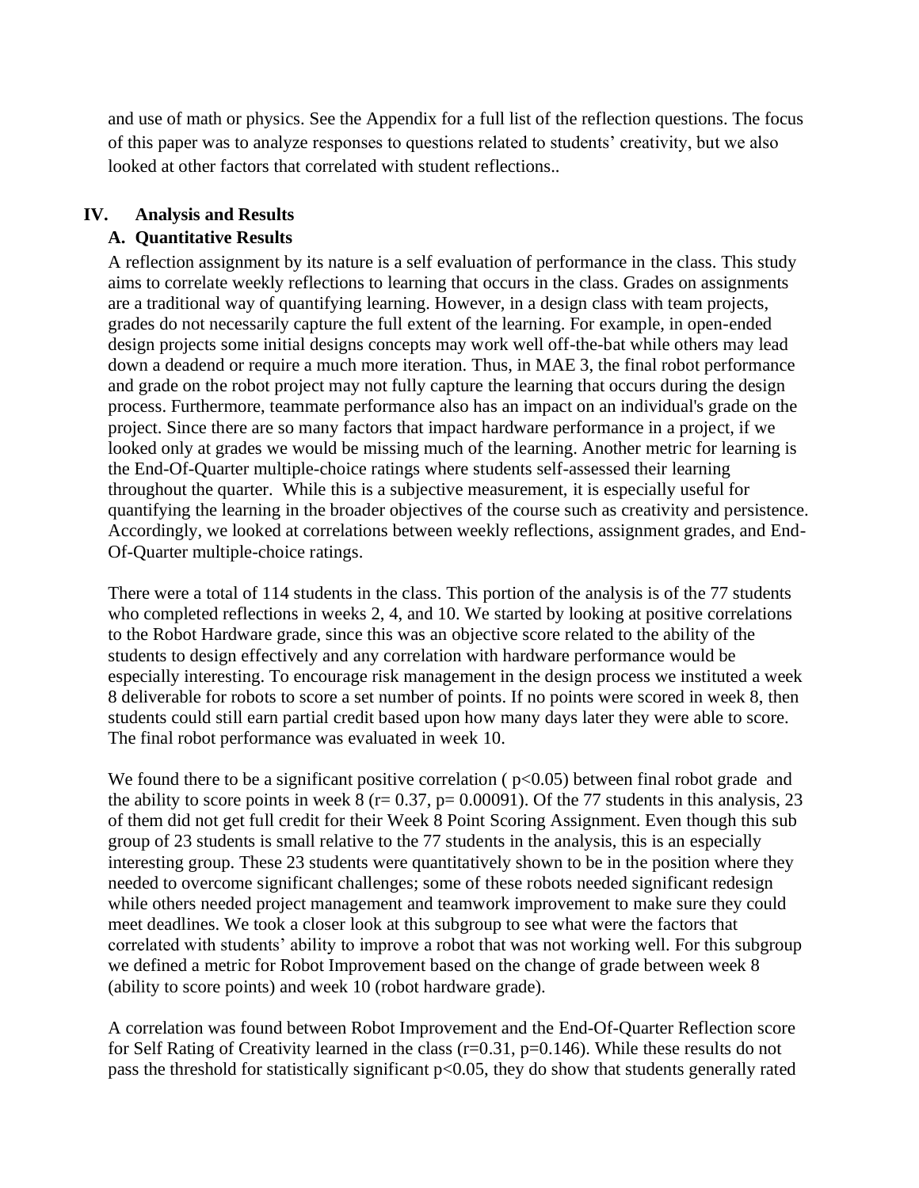and use of math or physics. See the Appendix for a full list of the reflection questions. The focus of this paper was to analyze responses to questions related to students' creativity, but we also looked at other factors that correlated with student reflections..

## IV. Analysis and Results

### A. Quantitative Results

A reflection assignment by its nature is a self evaluation of performance in the class. This study aims to correlate weekly reflections to learning that occurs in the class. Grades on assignments are a traditional way of quantifying learning. However, in a design class with team projects, grades do not necessarily capture the full extent of the learning. For example, in open-ended design projects some initial designs concepts may work well off-the-bat while others may lead down a deadend or require a much more iteration. Thus, in MAE 3, the final robot performance and grade on the robot project may not fully capture the learning that occurs during the design process. Furthermore, teammate performance also has an impact on an individual's grade on the project. Since there are so many factors that impact hardware performance in a project, if we looked only at grades we would be missing much of the learning. Another metric for learning is the End-Of-Quarter multiple-choice ratings where students self-assessed their learning throughout the quarter. While this is a subjective measurement, it is especially useful for quantifying the learning in the broader objectives of the course such as creativity and persistence. Accordingly, we looked at correlations between weekly reflections, assignment grades, and End-Of-Quarter multiple-choice ratings.

There were a total of 114 students in the class. This portion of the analysis is of the 77 students who completed reflections in weeks 2, 4, and 10. We started by looking at positive correlations to the Robot Hardware grade, since this was an objective score related to the ability of the students to design effectively and any correlation with hardware performance would be especially interesting. To encourage risk management in the design process we instituted a week 8 deliverable for robots to score a set number of points. If no points were scored in week 8, then students could still earn partial credit based upon how many days later they were able to score. The final robot performance was evaluated in week 10.

We found there to be a significant positive correlation ( $p<0.05$) between final robot grade and the ability to score points in week 8 ($r= 0.37$, $p= 0.00091$). Of the 77 students in this analysis, 23 of them did not get full credit for their Week 8 Point Scoring Assignment. Even though this sub group of 23 students is small relative to the 77 students in the analysis, this is an especially interesting group. These 23 students were quantitatively shown to be in the position where they needed to overcome significant challenges; some of these robots needed significant redesign while others needed project management and teamwork improvement to make sure they could meet deadlines. We took a closer look at this subgroup to see what were the factors that correlated with students' ability to improve a robot that was not working well. For this subgroup we defined a metric for Robot Improvement based on the change of grade between week 8 (ability to score points) and week 10 (robot hardware grade).

A correlation was found between Robot Improvement and the End-Of-Quarter Reflection score for Self Rating of Creativity learned in the class ($r=0.31$, $p=0.146$). While these results do not pass the threshold for statistically significant $p<0.05$, they do show that students generally rated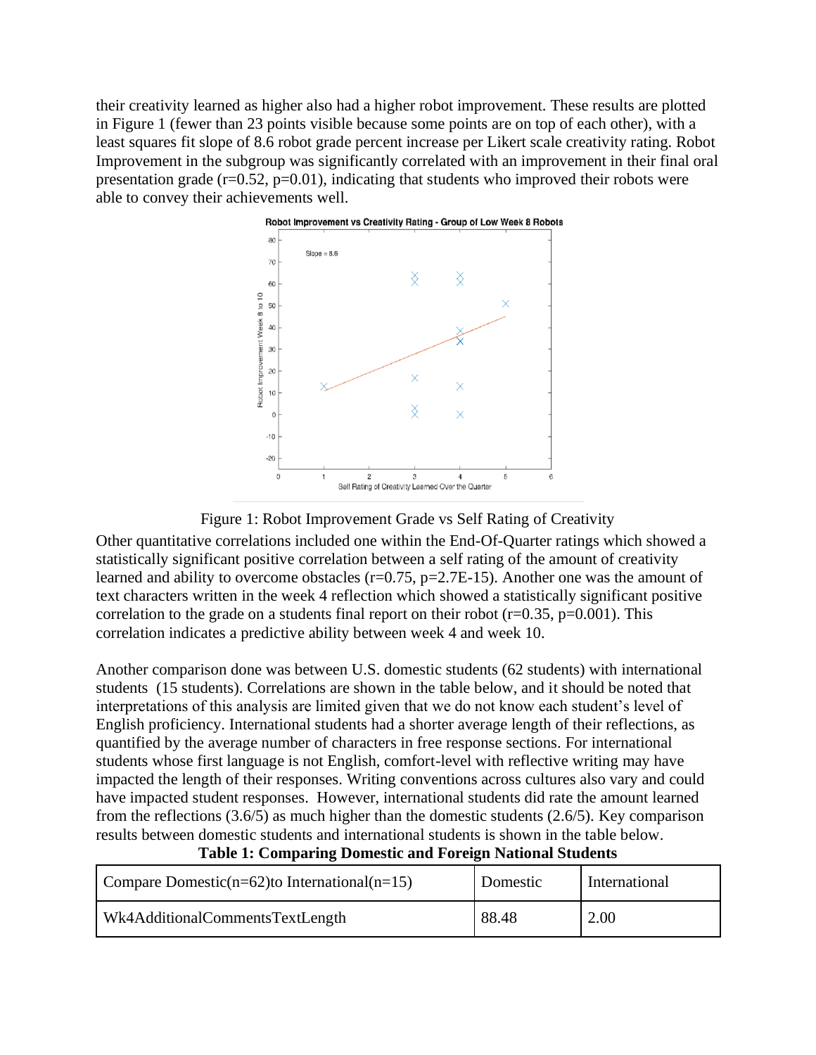their creativity learned as higher also had a higher robot improvement. These results are plotted in Figure 1 (fewer than 23 points visible because some points are on top of each other), with a least squares fit slope of 8.6 robot grade percent increase per Likert scale creativity rating. Robot Improvement in the subgroup was significantly correlated with an improvement in their final oral presentation grade ($r=0.52$, $p=0.01$), indicating that students who improved their robots were able to convey their achievements well.

Figure 1: Robot Improvement Grade vs Self Rating of Creativity

Other quantitative correlations included one within the End-Of-Quarter ratings which showed a statistically significant positive correlation between a self rating of the amount of creativity learned and ability to overcome obstacles ($r=0.75$, $p=2.7E\text{-}15$). Another one was the amount of text characters written in the week 4 reflection which showed a statistically significant positive correlation to the grade on a students final report on their robot ($r=0.35$, $p=0.001$). This correlation indicates a predictive ability between week 4 and week 10.

Another comparison done was between U.S. domestic students (62 students) with international students (15 students). Correlations are shown in the table below, and it should be noted that interpretations of this analysis are limited given that we do not know each student's level of English proficiency. International students had a shorter average length of their reflections, as quantified by the average number of characters in free response sections. For international students whose first language is not English, comfort-level with reflective writing may have impacted the length of their responses. Writing conventions across cultures also vary and could have impacted student responses. However, international students did rate the amount learned from the reflections (3.6/5) as much higher than the domestic students (2.6/5). Key comparison results between domestic students and international students is shown in the table below.

**Table 1: Comparing Domestic and Foreign National Students**

| Compare Domestic(n=62)to International(n=15) | Domestic | International |
| --- | --- | --- |
| Wk4AdditionalCommentsTextLength | 88.48 | 2.00 |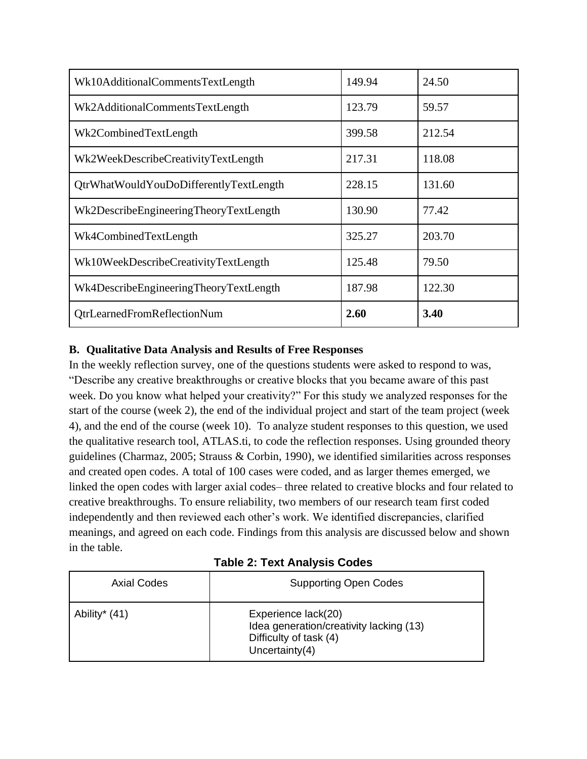| | | |
|---|---|---|
| Wk10AdditionalCommentsTextLength | 149.94 | 24.50 |
| Wk2AdditionalCommentsTextLength | 123.79 | 59.57 |
| Wk2CombinedTextLength | 399.58 | 212.54 |
| Wk2WeekDescribeCreativityTextLength | 217.31 | 118.08 |
| QtrWhatWouldYouDoDifferentlyTextLength | 228.15 | 131.60 |
| Wk2DescribeEngineeringTheoryTextLength | 130.90 | 77.42 |
| Wk4CombinedTextLength | 325.27 | 203.70 |
| Wk10WeekDescribeCreativityTextLength | 125.48 | 79.50 |
| Wk4DescribeEngineeringTheoryTextLength | 187.98 | 122.30 |
| QtrLearnedFromReflectionNum | **2.60** | **3.40** |

### B. Qualitative Data Analysis and Results of Free Responses

In the weekly reflection survey, one of the questions students were asked to respond to was, “Describe any creative breakthroughs or creative blocks that you became aware of this past week. Do you know what helped your creativity?” For this study we analyzed responses for the start of the course (week 2), the end of the individual project and start of the team project (week 4), and the end of the course (week 10). To analyze student responses to this question, we used the qualitative research tool, ATLAS.ti, to code the reflection responses. Using grounded theory guidelines (Charmaz, 2005; Strauss & Corbin, 1990), we identified similarities across responses and created open codes. A total of 100 cases were coded, and as larger themes emerged, we linked the open codes with larger axial codes– three related to creative blocks and four related to creative breakthroughs. To ensure reliability, two members of our research team first coded independently and then reviewed each other’s work. We identified discrepancies, clarified meanings, and agreed on each code. Findings from this analysis are discussed below and shown in the table.

**Table 2: Text Analysis Codes**

| Axial Codes | Supporting Open Codes |
|---|---|
| Ability* (41) | Experience lack(20)<br>Idea generation/creativity lacking (13)<br>Difficulty of task (4)<br>Uncertainty(4) |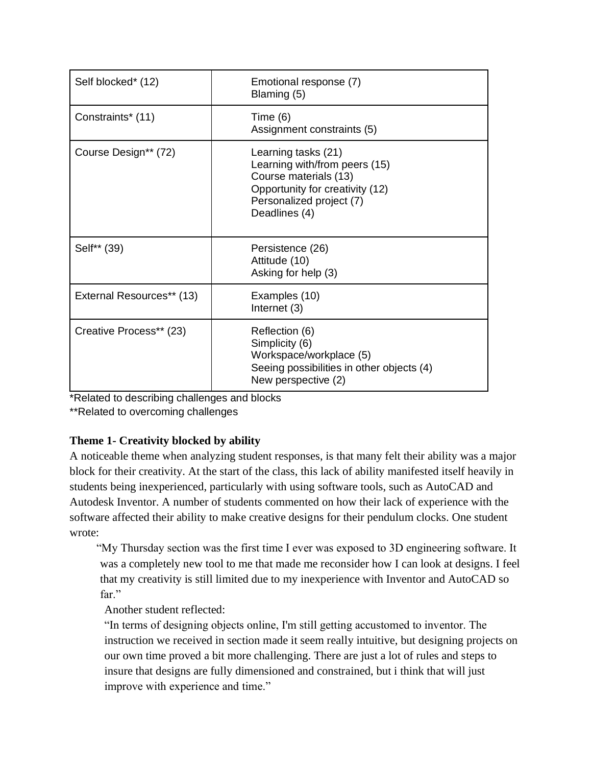| | |
|---|---|
| Self blocked* (12) | Emotional response (7)<br>Blaming (5) |
| Constraints* (11) | Time (6)<br>Assignment constraints (5) |
| Course Design** (72) | Learning tasks (21)<br>Learning with/from peers (15)<br>Course materials (13)<br>Opportunity for creativity (12)<br>Personalized project (7)<br>Deadlines (4) |
| Self** (39) | Persistence (26)<br>Attitude (10)<br>Asking for help (3) |
| External Resources** (13) | Examples (10)<br>Internet (3) |
| Creative Process** (23) | Reflection (6)<br>Simplicity (6)<br>Workspace/workplace (5)<br>Seeing possibilities in other objects (4)<br>New perspective (2) |

*Related to describing challenges and blocks

**Related to overcoming challenges

**Theme 1- Creativity blocked by ability**

A noticeable theme when analyzing student responses, is that many felt their ability was a major block for their creativity. At the start of the class, this lack of ability manifested itself heavily in students being inexperienced, particularly with using software tools, such as AutoCAD and Autodesk Inventor. A number of students commented on how their lack of experience with the software affected their ability to make creative designs for their pendulum clocks. One student wrote:

> "My Thursday section was the first time I ever was exposed to 3D engineering software. It was a completely new tool to me that made me reconsider how I can look at designs. I feel that my creativity is still limited due to my inexperience with Inventor and AutoCAD so far."

Another student reflected:

> "In terms of designing objects online, I'm still getting accustomed to inventor. The instruction we received in section made it seem really intuitive, but designing projects on our own time proved a bit more challenging. There are just a lot of rules and steps to insure that designs are fully dimensioned and constrained, but i think that will just improve with experience and time."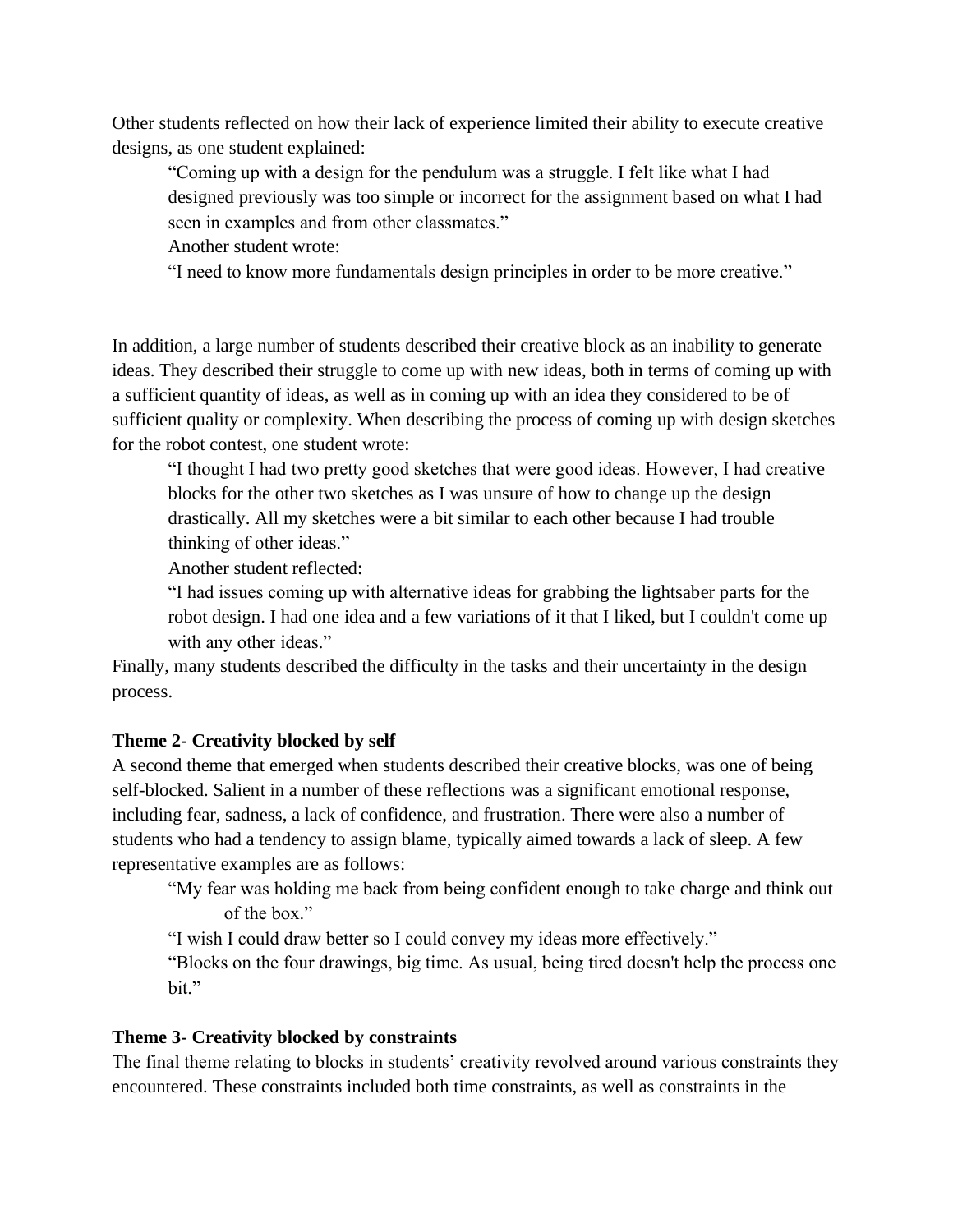Other students reflected on how their lack of experience limited their ability to execute creative designs, as one student explained:

> "Coming up with a design for the pendulum was a struggle. I felt like what I had designed previously was too simple or incorrect for the assignment based on what I had seen in examples and from other classmates."
>
> Another student wrote:
>
> "I need to know more fundamentals design principles in order to be more creative."

In addition, a large number of students described their creative block as an inability to generate ideas. They described their struggle to come up with new ideas, both in terms of coming up with a sufficient quantity of ideas, as well as in coming up with an idea they considered to be of sufficient quality or complexity. When describing the process of coming up with design sketches for the robot contest, one student wrote:

> "I thought I had two pretty good sketches that were good ideas. However, I had creative blocks for the other two sketches as I was unsure of how to change up the design drastically. All my sketches were a bit similar to each other because I had trouble thinking of other ideas."
>
> Another student reflected:
>
> "I had issues coming up with alternative ideas for grabbing the lightsaber parts for the robot design. I had one idea and a few variations of it that I liked, but I couldn't come up with any other ideas."

Finally, many students described the difficulty in the tasks and their uncertainty in the design process.

**Theme 2- Creativity blocked by self**

A second theme that emerged when students described their creative blocks, was one of being self-blocked. Salient in a number of these reflections was a significant emotional response, including fear, sadness, a lack of confidence, and frustration. There were also a number of students who had a tendency to assign blame, typically aimed towards a lack of sleep. A few representative examples are as follows:

> "My fear was holding me back from being confident enough to take charge and think out of the box."
>
> "I wish I could draw better so I could convey my ideas more effectively."
>
> "Blocks on the four drawings, big time. As usual, being tired doesn't help the process one bit."

**Theme 3- Creativity blocked by constraints**

The final theme relating to blocks in students' creativity revolved around various constraints they encountered. These constraints included both time constraints, as well as constraints in the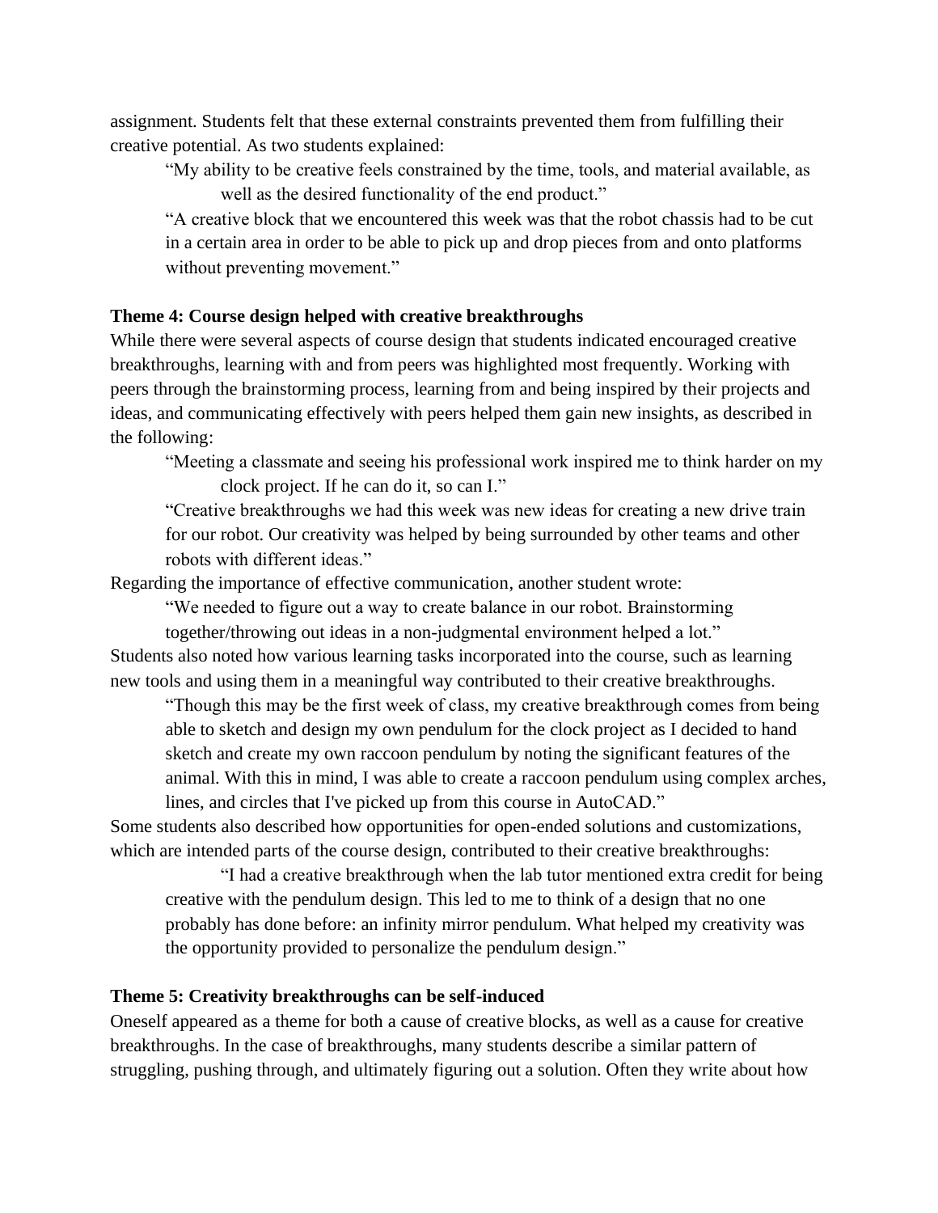assignment. Students felt that these external constraints prevented them from fulfilling their creative potential. As two students explained:

> "My ability to be creative feels constrained by the time, tools, and material available, as well as the desired functionality of the end product."
>
> "A creative block that we encountered this week was that the robot chassis had to be cut in a certain area in order to be able to pick up and drop pieces from and onto platforms without preventing movement."

**Theme 4: Course design helped with creative breakthroughs**

While there were several aspects of course design that students indicated encouraged creative breakthroughs, learning with and from peers was highlighted most frequently. Working with peers through the brainstorming process, learning from and being inspired by their projects and ideas, and communicating effectively with peers helped them gain new insights, as described in the following:

> "Meeting a classmate and seeing his professional work inspired me to think harder on my clock project. If he can do it, so can I."
>
> "Creative breakthroughs we had this week was new ideas for creating a new drive train for our robot. Our creativity was helped by being surrounded by other teams and other robots with different ideas."

Regarding the importance of effective communication, another student wrote:

> "We needed to figure out a way to create balance in our robot. Brainstorming together/throwing out ideas in a non-judgmental environment helped a lot."

Students also noted how various learning tasks incorporated into the course, such as learning new tools and using them in a meaningful way contributed to their creative breakthroughs.

> "Though this may be the first week of class, my creative breakthrough comes from being able to sketch and design my own pendulum for the clock project as I decided to hand sketch and create my own raccoon pendulum by noting the significant features of the animal. With this in mind, I was able to create a raccoon pendulum using complex arches, lines, and circles that I've picked up from this course in AutoCAD."

Some students also described how opportunities for open-ended solutions and customizations, which are intended parts of the course design, contributed to their creative breakthroughs:

> "I had a creative breakthrough when the lab tutor mentioned extra credit for being creative with the pendulum design. This led to me to think of a design that no one probably has done before: an infinity mirror pendulum. What helped my creativity was the opportunity provided to personalize the pendulum design."

**Theme 5: Creativity breakthroughs can be self-induced**

Oneself appeared as a theme for both a cause of creative blocks, as well as a cause for creative breakthroughs. In the case of breakthroughs, many students describe a similar pattern of struggling, pushing through, and ultimately figuring out a solution. Often they write about how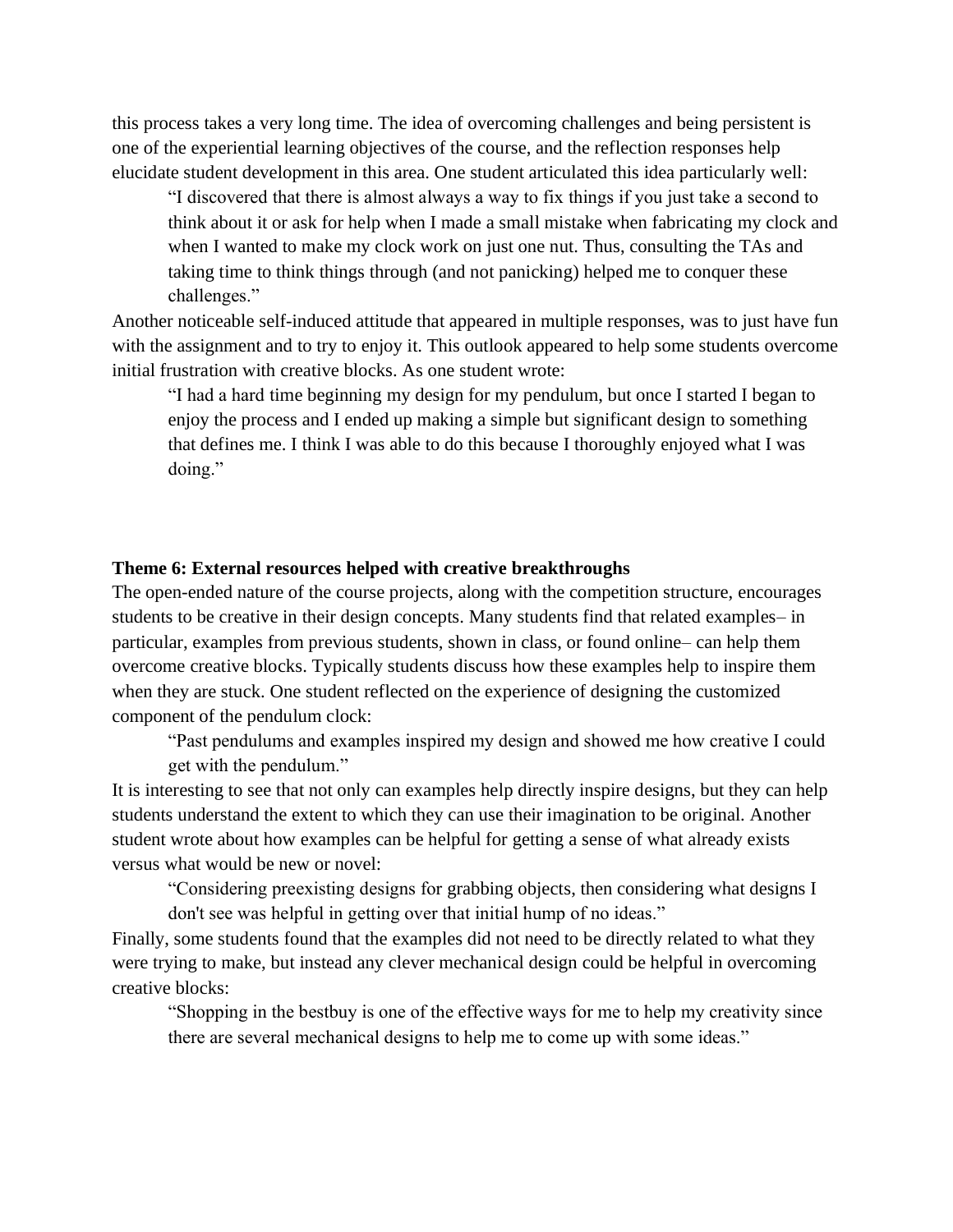this process takes a very long time. The idea of overcoming challenges and being persistent is one of the experiential learning objectives of the course, and the reflection responses help elucidate student development in this area. One student articulated this idea particularly well:

> "I discovered that there is almost always a way to fix things if you just take a second to think about it or ask for help when I made a small mistake when fabricating my clock and when I wanted to make my clock work on just one nut. Thus, consulting the TAs and taking time to think things through (and not panicking) helped me to conquer these challenges."

Another noticeable self-induced attitude that appeared in multiple responses, was to just have fun with the assignment and to try to enjoy it. This outlook appeared to help some students overcome initial frustration with creative blocks. As one student wrote:

> "I had a hard time beginning my design for my pendulum, but once I started I began to enjoy the process and I ended up making a simple but significant design to something that defines me. I think I was able to do this because I thoroughly enjoyed what I was doing."

**Theme 6: External resources helped with creative breakthroughs**

The open-ended nature of the course projects, along with the competition structure, encourages students to be creative in their design concepts. Many students find that related examples– in particular, examples from previous students, shown in class, or found online– can help them overcome creative blocks. Typically students discuss how these examples help to inspire them when they are stuck. One student reflected on the experience of designing the customized component of the pendulum clock:

> "Past pendulums and examples inspired my design and showed me how creative I could get with the pendulum."

It is interesting to see that not only can examples help directly inspire designs, but they can help students understand the extent to which they can use their imagination to be original. Another student wrote about how examples can be helpful for getting a sense of what already exists versus what would be new or novel:

> "Considering preexisting designs for grabbing objects, then considering what designs I don't see was helpful in getting over that initial hump of no ideas."

Finally, some students found that the examples did not need to be directly related to what they were trying to make, but instead any clever mechanical design could be helpful in overcoming creative blocks:

> "Shopping in the bestbuy is one of the effective ways for me to help my creativity since there are several mechanical designs to help me to come up with some ideas."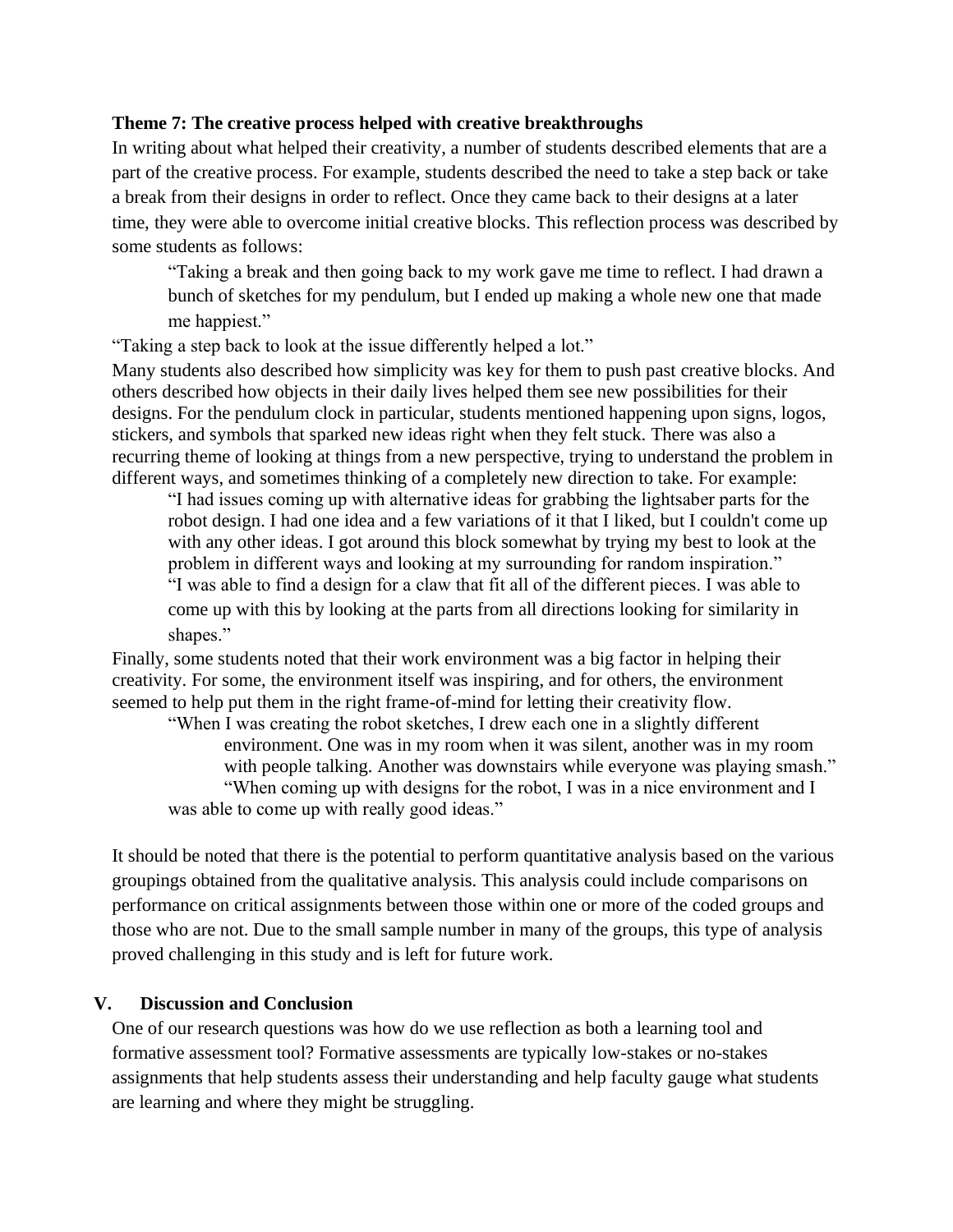**Theme 7: The creative process helped with creative breakthroughs**

In writing about what helped their creativity, a number of students described elements that are a part of the creative process. For example, students described the need to take a step back or take a break from their designs in order to reflect. Once they came back to their designs at a later time, they were able to overcome initial creative blocks. This reflection process was described by some students as follows:

> "Taking a break and then going back to my work gave me time to reflect. I had drawn a bunch of sketches for my pendulum, but I ended up making a whole new one that made me happiest."

> "Taking a step back to look at the issue differently helped a lot."

Many students also described how simplicity was key for them to push past creative blocks. And others described how objects in their daily lives helped them see new possibilities for their designs. For the pendulum clock in particular, students mentioned happening upon signs, logos, stickers, and symbols that sparked new ideas right when they felt stuck. There was also a recurring theme of looking at things from a new perspective, trying to understand the problem in different ways, and sometimes thinking of a completely new direction to take. For example:

> "I had issues coming up with alternative ideas for grabbing the lightsaber parts for the robot design. I had one idea and a few variations of it that I liked, but I couldn't come up with any other ideas. I got around this block somewhat by trying my best to look at the problem in different ways and looking at my surrounding for random inspiration."

> "I was able to find a design for a claw that fit all of the different pieces. I was able to come up with this by looking at the parts from all directions looking for similarity in shapes."

Finally, some students noted that their work environment was a big factor in helping their creativity. For some, the environment itself was inspiring, and for others, the environment seemed to help put them in the right frame-of-mind for letting their creativity flow.

> "When I was creating the robot sketches, I drew each one in a slightly different environment. One was in my room when it was silent, another was in my room with people talking. Another was downstairs while everyone was playing smash."

> "When coming up with designs for the robot, I was in a nice environment and I was able to come up with really good ideas."

It should be noted that there is the potential to perform quantitative analysis based on the various groupings obtained from the qualitative analysis. This analysis could include comparisons on performance on critical assignments between those within one or more of the coded groups and those who are not. Due to the small sample number in many of the groups, this type of analysis proved challenging in this study and is left for future work.

## V. Discussion and Conclusion

One of our research questions was how do we use reflection as both a learning tool and formative assessment tool? Formative assessments are typically low-stakes or no-stakes assignments that help students assess their understanding and help faculty gauge what students are learning and where they might be struggling.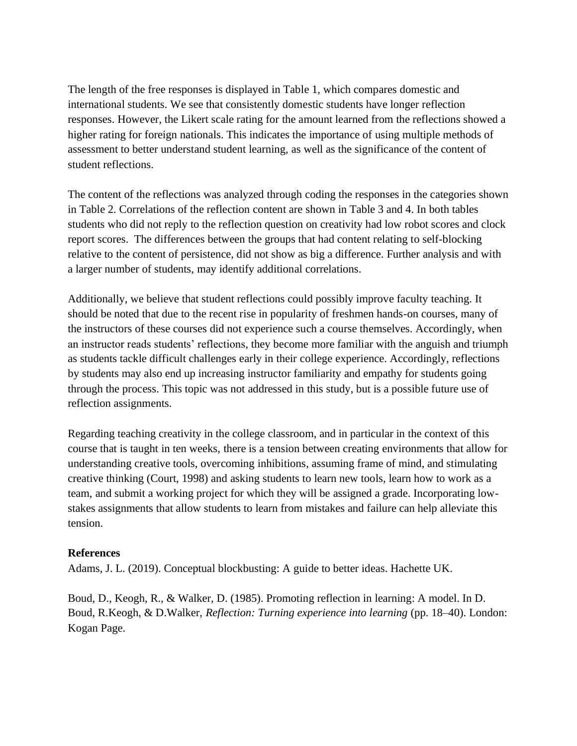The length of the free responses is displayed in Table 1, which compares domestic and international students. We see that consistently domestic students have longer reflection responses. However, the Likert scale rating for the amount learned from the reflections showed a higher rating for foreign nationals. This indicates the importance of using multiple methods of assessment to better understand student learning, as well as the significance of the content of student reflections.

The content of the reflections was analyzed through coding the responses in the categories shown in Table 2. Correlations of the reflection content are shown in Table 3 and 4. In both tables students who did not reply to the reflection question on creativity had low robot scores and clock report scores. The differences between the groups that had content relating to self-blocking relative to the content of persistence, did not show as big a difference. Further analysis and with a larger number of students, may identify additional correlations.

Additionally, we believe that student reflections could possibly improve faculty teaching. It should be noted that due to the recent rise in popularity of freshmen hands-on courses, many of the instructors of these courses did not experience such a course themselves. Accordingly, when an instructor reads students' reflections, they become more familiar with the anguish and triumph as students tackle difficult challenges early in their college experience. Accordingly, reflections by students may also end up increasing instructor familiarity and empathy for students going through the process. This topic was not addressed in this study, but is a possible future use of reflection assignments.

Regarding teaching creativity in the college classroom, and in particular in the context of this course that is taught in ten weeks, there is a tension between creating environments that allow for understanding creative tools, overcoming inhibitions, assuming frame of mind, and stimulating creative thinking (Court, 1998) and asking students to learn new tools, learn how to work as a team, and submit a working project for which they will be assigned a grade. Incorporating low-stakes assignments that allow students to learn from mistakes and failure can help alleviate this tension.

**References**

Adams, J. L. (2019). Conceptual blockbusting: A guide to better ideas. Hachette UK.

Boud, D., Keogh, R., & Walker, D. (1985). Promoting reflection in learning: A model. In D. Boud, R.Keogh, & D.Walker, *Reflection: Turning experience into learning* (pp. 18–40). London: Kogan Page.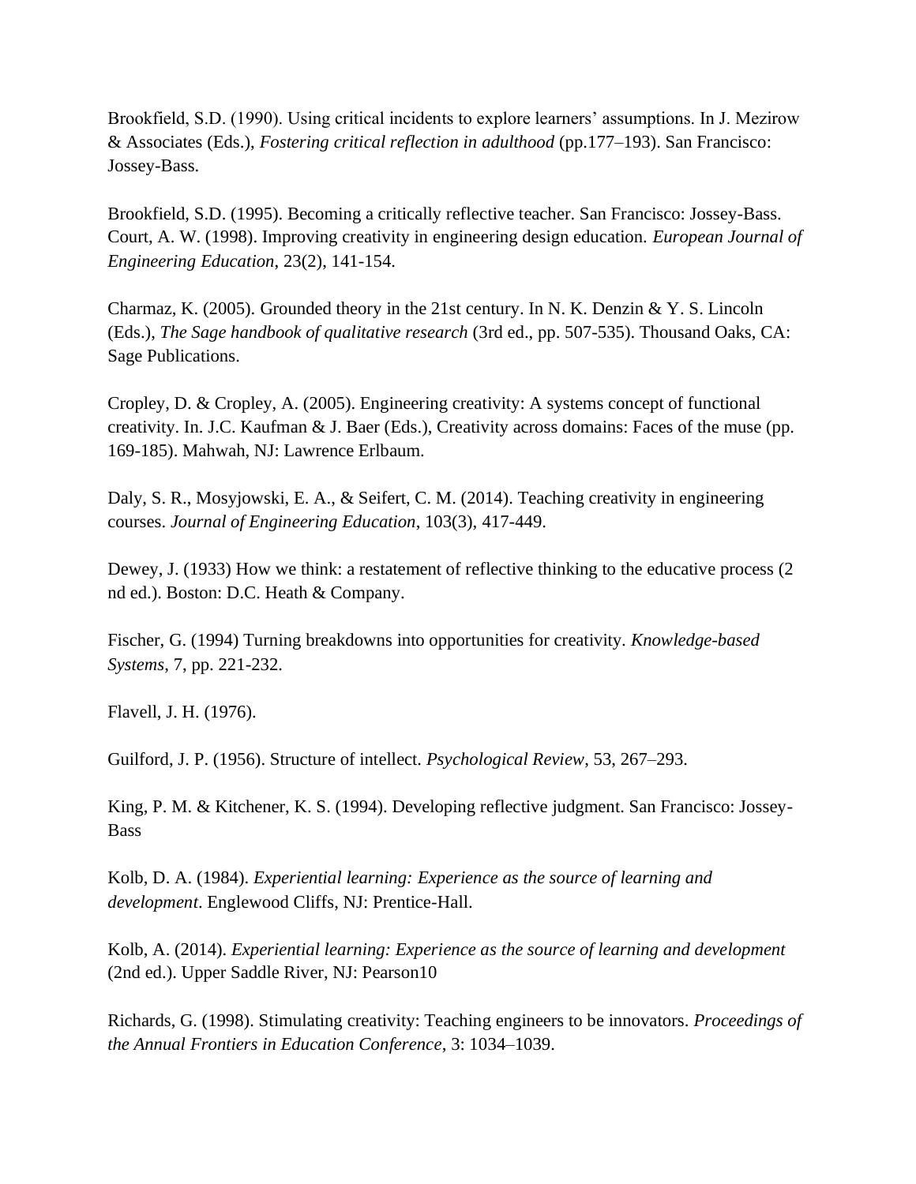Brookfield, S.D. (1990). Using critical incidents to explore learners' assumptions. In J. Mezirow & Associates (Eds.), *Fostering critical reflection in adulthood* (pp.177–193). San Francisco: Jossey-Bass.

Brookfield, S.D. (1995). Becoming a critically reflective teacher. San Francisco: Jossey-Bass. Court, A. W. (1998). Improving creativity in engineering design education. *European Journal of Engineering Education*, 23(2), 141-154.

Charmaz, K. (2005). Grounded theory in the 21st century. In N. K. Denzin & Y. S. Lincoln (Eds.), *The Sage handbook of qualitative research* (3rd ed., pp. 507-535). Thousand Oaks, CA: Sage Publications.

Cropley, D. & Cropley, A. (2005). Engineering creativity: A systems concept of functional creativity. In. J.C. Kaufman & J. Baer (Eds.), Creativity across domains: Faces of the muse (pp. 169-185). Mahwah, NJ: Lawrence Erlbaum.

Daly, S. R., Mosyjowski, E. A., & Seifert, C. M. (2014). Teaching creativity in engineering courses. *Journal of Engineering Education*, 103(3), 417-449.

Dewey, J. (1933) How we think: a restatement of reflective thinking to the educative process (2 nd ed.). Boston: D.C. Heath & Company.

Fischer, G. (1994) Turning breakdowns into opportunities for creativity. *Knowledge-based Systems*, 7, pp. 221-232.

Flavell, J. H. (1976).

Guilford, J. P. (1956). Structure of intellect. *Psychological Review*, 53, 267–293.

King, P. M. & Kitchener, K. S. (1994). Developing reflective judgment. San Francisco: Jossey-Bass

Kolb, D. A. (1984). *Experiential learning: Experience as the source of learning and development*. Englewood Cliffs, NJ: Prentice-Hall.

Kolb, A. (2014). *Experiential learning: Experience as the source of learning and development* (2nd ed.). Upper Saddle River, NJ: Pearson10

Richards, G. (1998). Stimulating creativity: Teaching engineers to be innovators. *Proceedings of the Annual Frontiers in Education Conference*, 3: 1034–1039.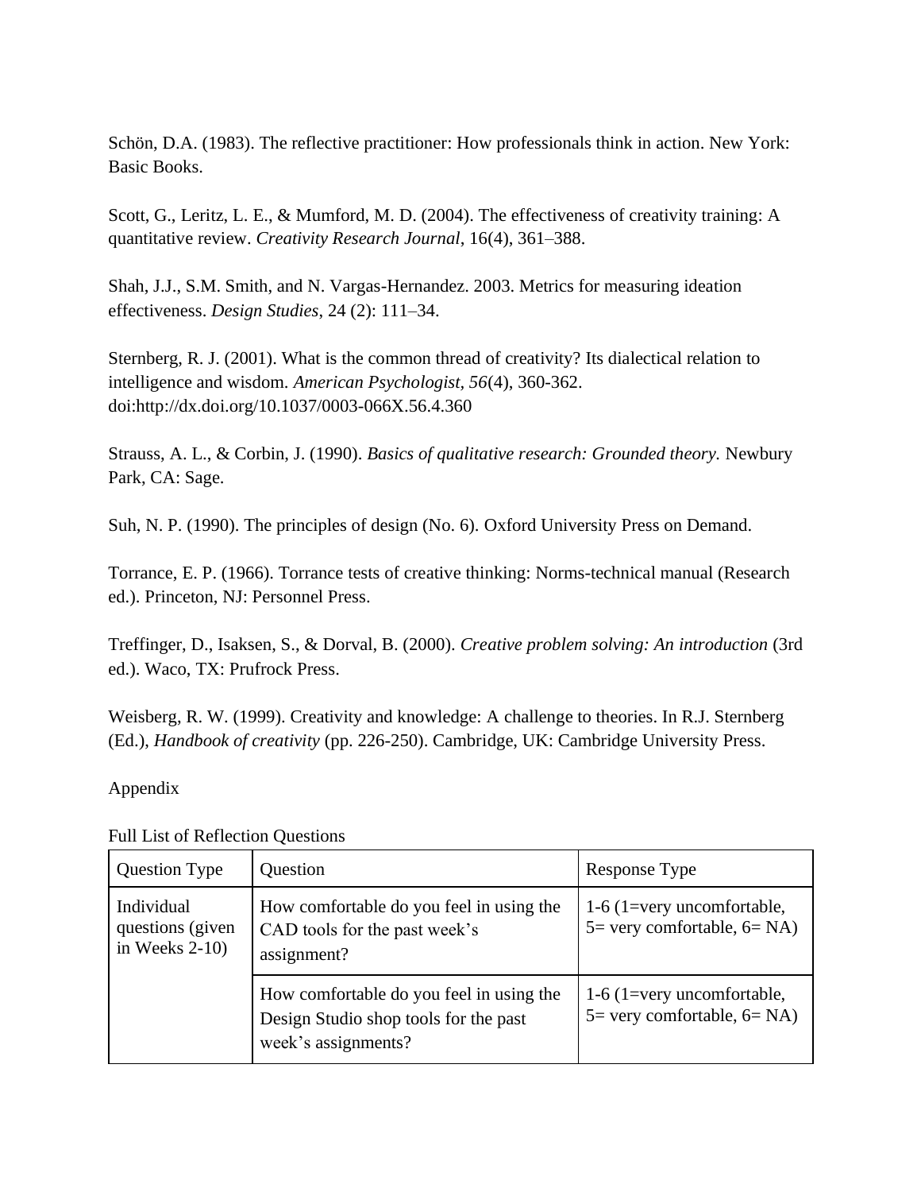Schön, D.A. (1983). The reflective practitioner: How professionals think in action. New York: Basic Books.

Scott, G., Leritz, L. E., & Mumford, M. D. (2004). The effectiveness of creativity training: A quantitative review. *Creativity Research Journal*, 16(4), 361–388.

Shah, J.J., S.M. Smith, and N. Vargas-Hernandez. 2003. Metrics for measuring ideation effectiveness. *Design Studies*, 24 (2): 111–34.

Sternberg, R. J. (2001). What is the common thread of creativity? Its dialectical relation to intelligence and wisdom. *American Psychologist, 56*(4), 360-362. doi:http://dx.doi.org/10.1037/0003-066X.56.4.360

Strauss, A. L., & Corbin, J. (1990). *Basics of qualitative research: Grounded theory.* Newbury Park, CA: Sage.

Suh, N. P. (1990). The principles of design (No. 6). Oxford University Press on Demand.

Torrance, E. P. (1966). Torrance tests of creative thinking: Norms-technical manual (Research ed.). Princeton, NJ: Personnel Press.

Treffinger, D., Isaksen, S., & Dorval, B. (2000). *Creative problem solving: An introduction* (3rd ed.). Waco, TX: Prufrock Press.

Weisberg, R. W. (1999). Creativity and knowledge: A challenge to theories. In R.J. Sternberg (Ed.), *Handbook of creativity* (pp. 226-250). Cambridge, UK: Cambridge University Press.

Appendix

Full List of Reflection Questions

| Question Type | Question | Response Type |
|---|---|---|
| Individual questions (given in Weeks 2-10) | How comfortable do you feel in using the CAD tools for the past week's assignment? | 1-6 (1=very uncomfortable, 5= very comfortable, 6= NA) |
| | How comfortable do you feel in using the Design Studio shop tools for the past week's assignments? | 1-6 (1=very uncomfortable, 5= very comfortable, 6= NA) |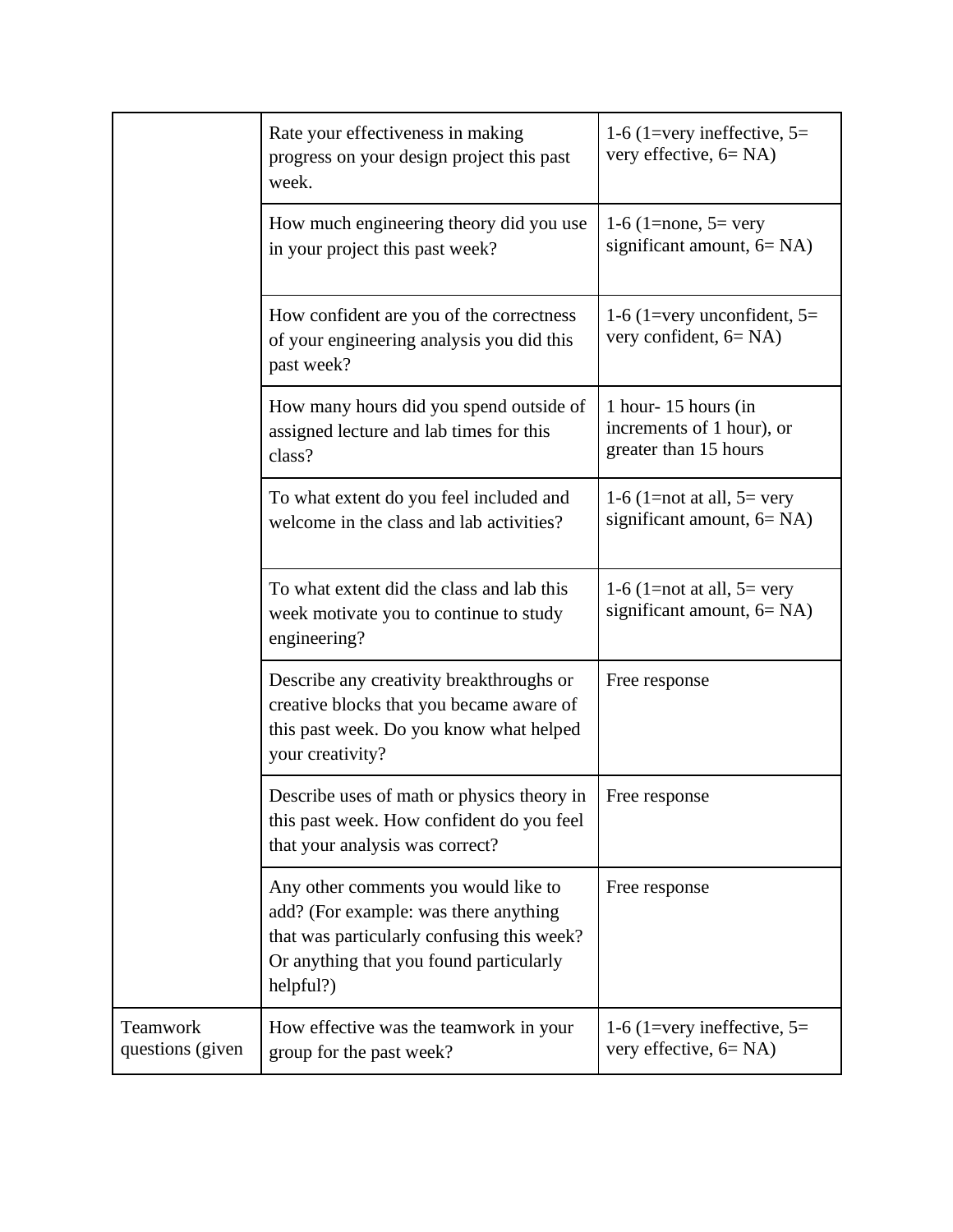| | | |
|---|---|---|
| | Rate your effectiveness in making progress on your design project this past week. | 1-6 (1=very ineffective, 5= very effective, 6= NA) |
| | How much engineering theory did you use in your project this past week? | 1-6 (1=none, 5= very significant amount, 6= NA) |
| | How confident are you of the correctness of your engineering analysis you did this past week? | 1-6 (1=very unconfident, 5= very confident, 6= NA) |
| | How many hours did you spend outside of assigned lecture and lab times for this class? | 1 hour- 15 hours (in increments of 1 hour), or greater than 15 hours |
| | To what extent do you feel included and welcome in the class and lab activities? | 1-6 (1=not at all, 5= very significant amount, 6= NA) |
| | To what extent did the class and lab this week motivate you to continue to study engineering? | 1-6 (1=not at all, 5= very significant amount, 6= NA) |
| | Describe any creativity breakthroughs or creative blocks that you became aware of this past week. Do you know what helped your creativity? | Free response |
| | Describe uses of math or physics theory in this past week. How confident do you feel that your analysis was correct? | Free response |
| | Any other comments you would like to add? (For example: was there anything that was particularly confusing this week? Or anything that you found particularly helpful?) | Free response |
| Teamwork questions (given | How effective was the teamwork in your group for the past week? | 1-6 (1=very ineffective, 5= very effective, 6= NA) |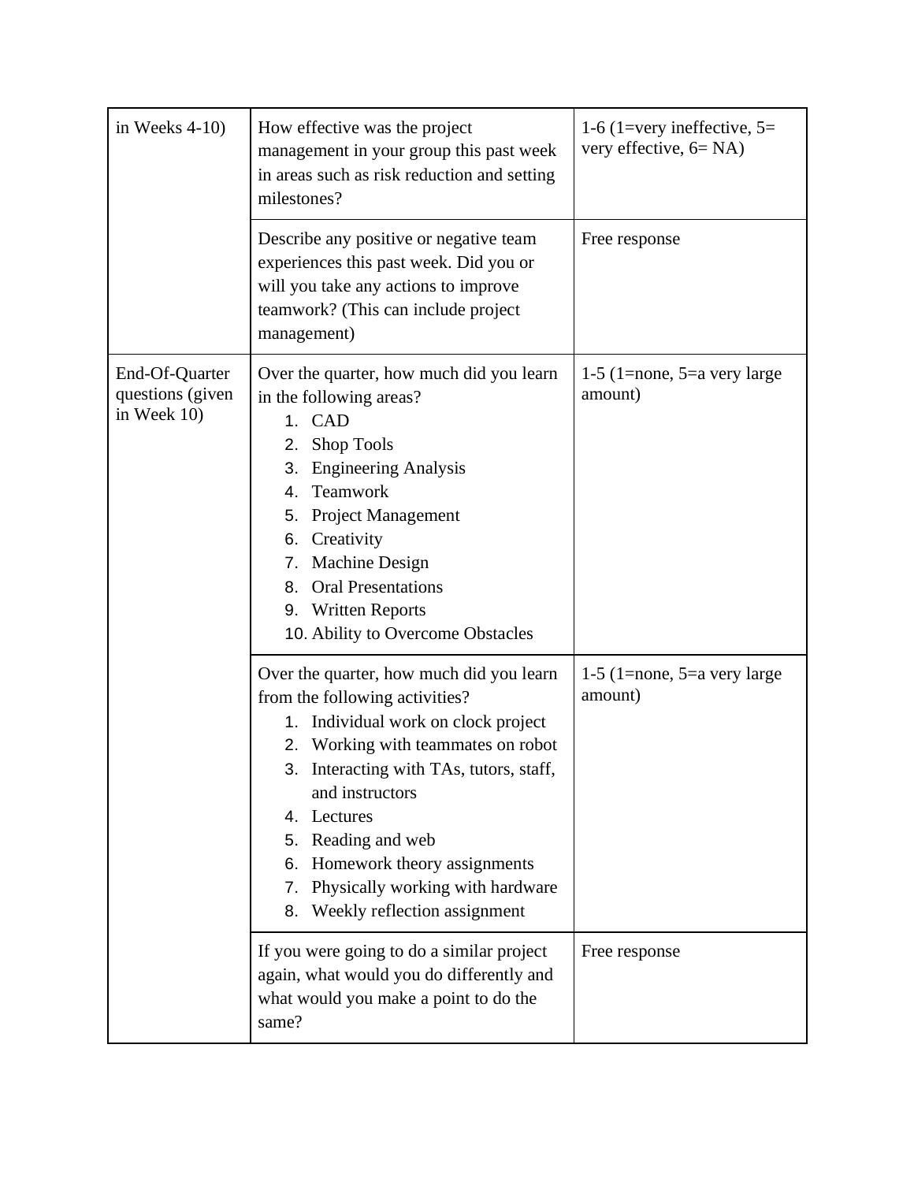| | | |
|---|---|---|
| in Weeks 4-10) | How effective was the project management in your group this past week in areas such as risk reduction and setting milestones? | 1-6 (1=very ineffective, 5= very effective, 6= NA) |
| | Describe any positive or negative team experiences this past week. Did you or will you take any actions to improve teamwork? (This can include project management) | Free response |
| End-Of-Quarter questions (given in Week 10) | Over the quarter, how much did you learn in the following areas?<br>1. CAD<br>2. Shop Tools<br>3. Engineering Analysis<br>4. Teamwork<br>5. Project Management<br>6. Creativity<br>7. Machine Design<br>8. Oral Presentations<br>9. Written Reports<br>10. Ability to Overcome Obstacles | 1-5 (1=none, 5=a very large amount) |
| | Over the quarter, how much did you learn from the following activities?<br>1. Individual work on clock project<br>2. Working with teammates on robot<br>3. Interacting with TAs, tutors, staff, and instructors<br>4. Lectures<br>5. Reading and web<br>6. Homework theory assignments<br>7. Physically working with hardware<br>8. Weekly reflection assignment | 1-5 (1=none, 5=a very large amount) |
| | If you were going to do a similar project again, what would you do differently and what would you make a point to do the same? | Free response |